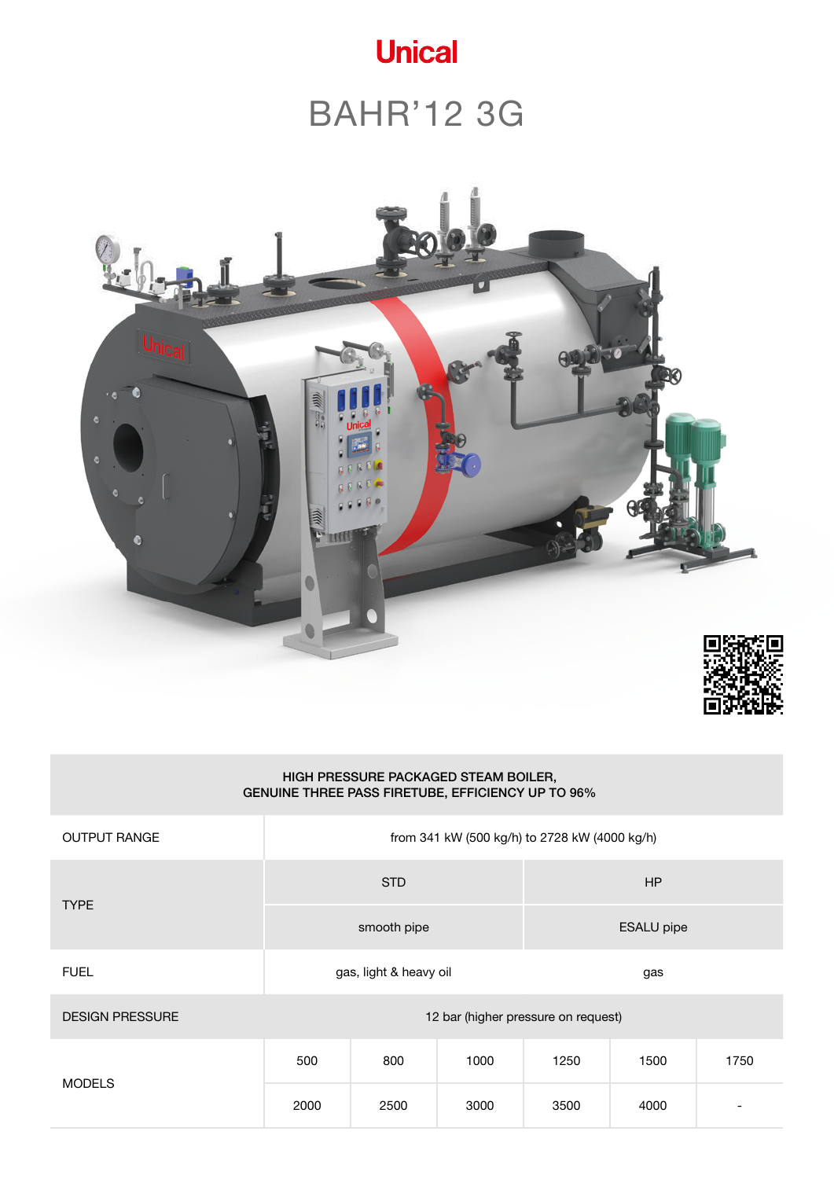# Unical

## BAHR'12 3G

| HIGH PRESSURE PACKAGED STEAM BOILER, GENUINE THREE PASS FIRETUBE, EFFICIENCY UP TO 96% | | | | | | |
|---|---|---|---|---|---|---|
| OUTPUT RANGE | from 341 kW (500 kg/h) to 2728 kW (4000 kg/h) | | | | | |
| TYPE | STD | | | HP | | |
| | smooth pipe | | | ESALU pipe | | |
| FUEL | gas, light & heavy oil | | | gas | | |
| DESIGN PRESSURE | 12 bar (higher pressure on request) | | | | | |
| MODELS | 500 | 800 | 1000 | 1250 | 1500 | 1750 |
| | 2000 | 2500 | 3000 | 3500 | 4000 | - |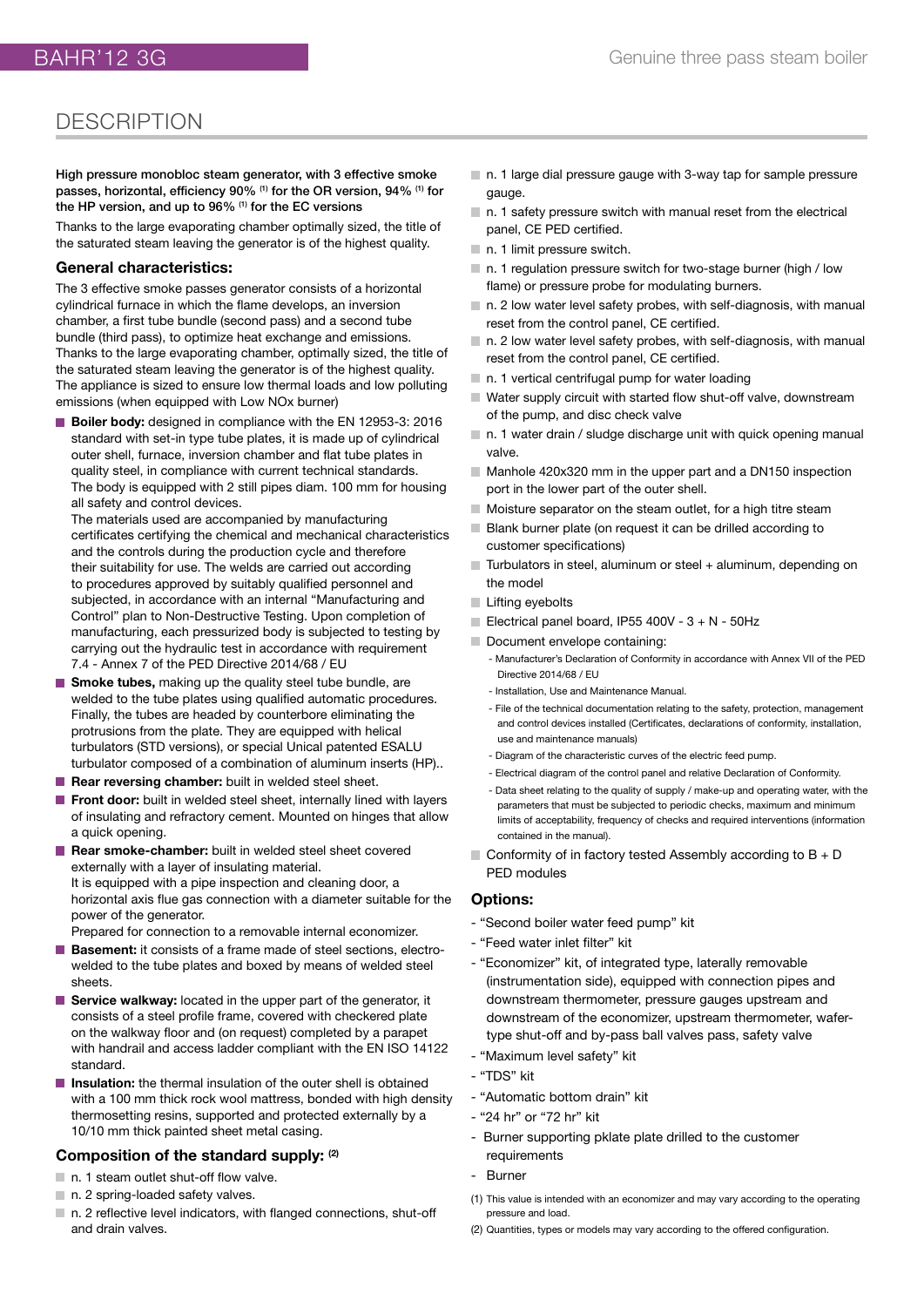## DESCRIPTION

**High pressure monobloc steam generator, with 3 effective smoke passes, horizontal, efficiency 90% (1) for the OR version, 94% (1) for the HP version, and up to 96% (1) for the EC versions**

Thanks to the large evaporating chamber optimally sized, the title of the saturated steam leaving the generator is of the highest quality.

### General characteristics:

The 3 effective smoke passes generator consists of a horizontal cylindrical furnace in which the flame develops, an inversion chamber, a first tube bundle (second pass) and a second tube bundle (third pass), to optimize heat exchange and emissions. Thanks to the large evaporating chamber, optimally sized, the title of the saturated steam leaving the generator is of the highest quality. The appliance is sized to ensure low thermal loads and low polluting emissions (when equipped with Low NOx burner)

- **Boiler body:** designed in compliance with the EN 12953-3: 2016 standard with set-in type tube plates, it is made up of cylindrical outer shell, furnace, inversion chamber and flat tube plates in quality steel, in compliance with current technical standards. The body is equipped with 2 still pipes diam. 100 mm for housing all safety and control devices.
  The materials used are accompanied by manufacturing certificates certifying the chemical and mechanical characteristics and the controls during the production cycle and therefore their suitability for use. The welds are carried out according to procedures approved by suitably qualified personnel and subjected, in accordance with an internal "Manufacturing and Control" plan to Non-Destructive Testing. Upon completion of manufacturing, each pressurized body is subjected to testing by carrying out the hydraulic test in accordance with requirement 7.4 - Annex 7 of the PED Directive 2014/68 / EU
- **Smoke tubes,** making up the quality steel tube bundle, are welded to the tube plates using qualified automatic procedures. Finally, the tubes are headed by counterbore eliminating the protrusions from the plate. They are equipped with helical turbulators (STD versions), or special Unical patented ESALU turbulator composed of a combination of aluminum inserts (HP)..
- **Rear reversing chamber:** built in welded steel sheet.
- **Front door:** built in welded steel sheet, internally lined with layers of insulating and refractory cement. Mounted on hinges that allow a quick opening.
- **Rear smoke-chamber:** built in welded steel sheet covered externally with a layer of insulating material.
  It is equipped with a pipe inspection and cleaning door, a horizontal axis flue gas connection with a diameter suitable for the power of the generator.
  Prepared for connection to a removable internal economizer.
- **Basement:** it consists of a frame made of steel sections, electro-welded to the tube plates and boxed by means of welded steel sheets.
- **Service walkway:** located in the upper part of the generator, it consists of a steel profile frame, covered with checkered plate on the walkway floor and (on request) completed by a parapet with handrail and access ladder compliant with the EN ISO 14122 standard.
- **Insulation:** the thermal insulation of the outer shell is obtained with a 100 mm thick rock wool mattress, bonded with high density thermosetting resins, supported and protected externally by a 10/10 mm thick painted sheet metal casing.

### Composition of the standard supply: (2)

- n. 1 steam outlet shut-off flow valve.
- n. 2 spring-loaded safety valves.
- n. 2 reflective level indicators, with flanged connections, shut-off and drain valves.
- n. 1 large dial pressure gauge with 3-way tap for sample pressure gauge.
- n. 1 safety pressure switch with manual reset from the electrical panel, CE PED certified.
- n. 1 limit pressure switch.
- n. 1 regulation pressure switch for two-stage burner (high / low flame) or pressure probe for modulating burners.
- n. 2 low water level safety probes, with self-diagnosis, with manual reset from the control panel, CE certified.
- n. 2 low water level safety probes, with self-diagnosis, with manual reset from the control panel, CE certified.
- n. 1 vertical centrifugal pump for water loading
- Water supply circuit with started flow shut-off valve, downstream of the pump, and disc check valve
- n. 1 water drain / sludge discharge unit with quick opening manual valve.
- Manhole 420x320 mm in the upper part and a DN150 inspection port in the lower part of the outer shell.
- Moisture separator on the steam outlet, for a high titre steam
- Blank burner plate (on request it can be drilled according to customer specifications)
- Turbulators in steel, aluminum or steel + aluminum, depending on the model
- Lifting eyebolts
- Electrical panel board, IP55 400V - 3 + N - 50Hz
- Document envelope containing:
  - Manufacturer's Declaration of Conformity in accordance with Annex VII of the PED Directive 2014/68 / EU
  - Installation, Use and Maintenance Manual.
  - File of the technical documentation relating to the safety, protection, management and control devices installed (Certificates, declarations of conformity, installation, use and maintenance manuals)
  - Diagram of the characteristic curves of the electric feed pump.
  - Electrical diagram of the control panel and relative Declaration of Conformity.
  - Data sheet relating to the quality of supply / make-up and operating water, with the parameters that must be subjected to periodic checks, maximum and minimum limits of acceptability, frequency of checks and required interventions (information contained in the manual).
- Conformity of in factory tested Assembly according to B + D PED modules

### Options:

- "Second boiler water feed pump" kit
- "Feed water inlet filter" kit
- "Economizer" kit, of integrated type, laterally removable (instrumentation side), equipped with connection pipes and downstream thermometer, pressure gauges upstream and downstream of the economizer, upstream thermometer, wafer-type shut-off and by-pass ball valves pass, safety valve
- "Maximum level safety" kit
- "TDS" kit
- "Automatic bottom drain" kit
- "24 hr" or "72 hr" kit
- Burner supporting pklate plate drilled to the customer requirements
- Burner

(1) This value is intended with an economizer and may vary according to the operating pressure and load.

(2) Quantities, types or models may vary according to the offered configuration.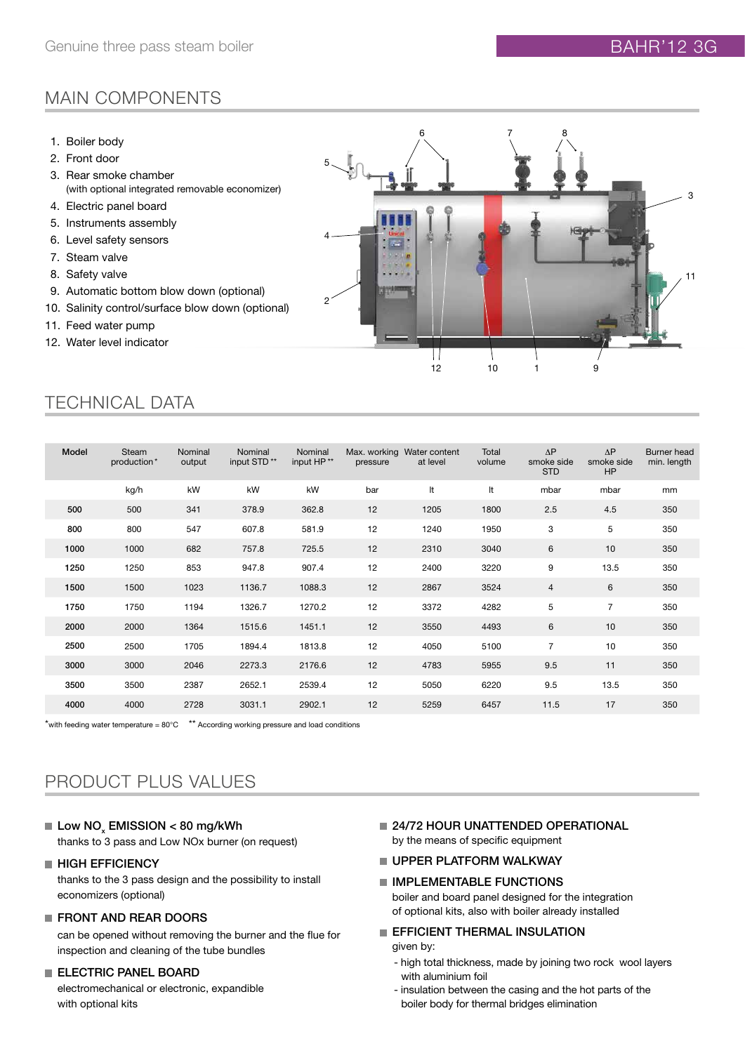Genuine three pass steam boiler

# BAHR'12 3G

## MAIN COMPONENTS

1. Boiler body
2. Front door
3. Rear smoke chamber
   (with optional integrated removable economizer)
4. Electric panel board
5. Instruments assembly
6. Level safety sensors
7. Steam valve
8. Safety valve
9. Automatic bottom blow down (optional)
10. Salinity control/surface blow down (optional)
11. Feed water pump
12. Water level indicator

## TECHNICAL DATA

| Model | Steam production* | Nominal output | Nominal input STD ** | Nominal input HP ** | Max. working pressure | Water content at level | Total volume | ΔP smoke side STD | ΔP smoke side HP | Burner head min. length |
|---|---|---|---|---|---|---|---|---|---|---|
| | kg/h | kW | kW | kW | bar | lt | lt | mbar | mbar | mm |
| **500** | 500 | 341 | 378.9 | 362.8 | 12 | 1205 | 1800 | 2.5 | 4.5 | 350 |
| **800** | 800 | 547 | 607.8 | 581.9 | 12 | 1240 | 1950 | 3 | 5 | 350 |
| **1000** | 1000 | 682 | 757.8 | 725.5 | 12 | 2310 | 3040 | 6 | 10 | 350 |
| **1250** | 1250 | 853 | 947.8 | 907.4 | 12 | 2400 | 3220 | 9 | 13.5 | 350 |
| **1500** | 1500 | 1023 | 1136.7 | 1088.3 | 12 | 2867 | 3524 | 4 | 6 | 350 |
| **1750** | 1750 | 1194 | 1326.7 | 1270.2 | 12 | 3372 | 4282 | 5 | 7 | 350 |
| **2000** | 2000 | 1364 | 1515.6 | 1451.1 | 12 | 3550 | 4493 | 6 | 10 | 350 |
| **2500** | 2500 | 1705 | 1894.4 | 1813.8 | 12 | 4050 | 5100 | 7 | 10 | 350 |
| **3000** | 3000 | 2046 | 2273.3 | 2176.6 | 12 | 4783 | 5955 | 9.5 | 11 | 350 |
| **3500** | 3500 | 2387 | 2652.1 | 2539.4 | 12 | 5050 | 6220 | 9.5 | 13.5 | 350 |
| **4000** | 4000 | 2728 | 3031.1 | 2902.1 | 12 | 5259 | 6457 | 11.5 | 17 | 350 |

*with feeding water temperature = 80°C   ** According working pressure and load conditions

## PRODUCT PLUS VALUES

- **Low $NO_x$ EMISSION < 80 mg/kWh**
  thanks to 3 pass and Low NOx burner (on request)
- **HIGH EFFICIENCY**
  thanks to the 3 pass design and the possibility to install economizers (optional)
- **FRONT AND REAR DOORS**
  can be opened without removing the burner and the flue for inspection and cleaning of the tube bundles
- **ELECTRIC PANEL BOARD**
  electromechanical or electronic, expandible with optional kits
- **24/72 HOUR UNATTENDED OPERATIONAL**
  by the means of specific equipment
- **UPPER PLATFORM WALKWAY**
- **IMPLEMENTABLE FUNCTIONS**
  boiler and board panel designed for the integration of optional kits, also with boiler already installed
- **EFFICIENT THERMAL INSULATION**
  given by:
  - high total thickness, made by joining two rock wool layers with aluminium foil
  - insulation between the casing and the hot parts of the boiler body for thermal bridges elimination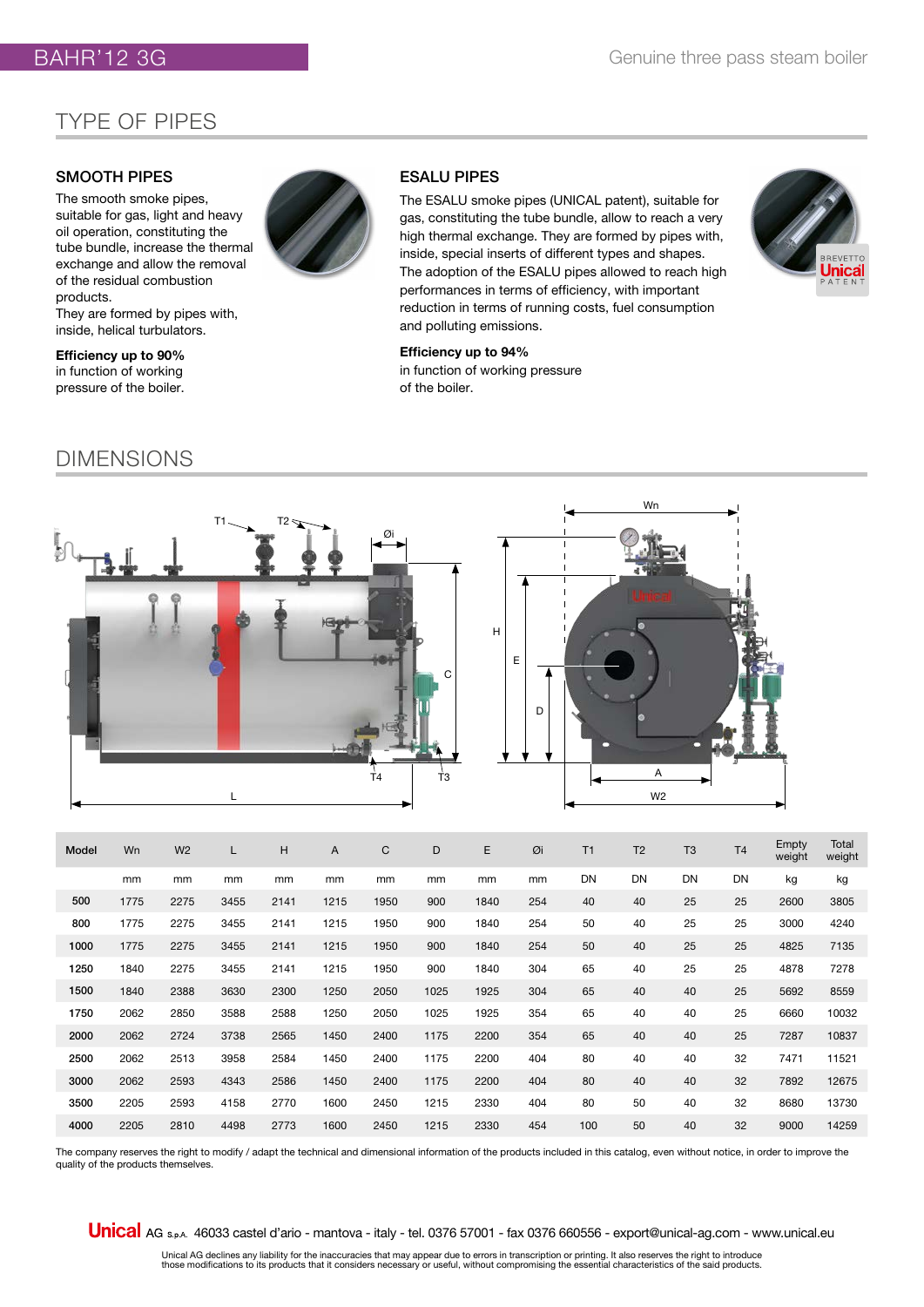## TYPE OF PIPES

### SMOOTH PIPES

The smooth smoke pipes, suitable for gas, light and heavy oil operation, constituting the tube bundle, increase the thermal exchange and allow the removal of the residual combustion products.
They are formed by pipes with, inside, helical turbulators.

**Efficiency up to 90%**
in function of working pressure of the boiler.

### ESALU PIPES

The ESALU smoke pipes (UNICAL patent), suitable for gas, constituting the tube bundle, allow to reach a very high thermal exchange. They are formed by pipes with, inside, special inserts of different types and shapes. The adoption of the ESALU pipes allowed to reach high performances in terms of efficiency, with important reduction in terms of running costs, fuel consumption and polluting emissions.

**Efficiency up to 94%**
in function of working pressure of the boiler.

BREVETTO
Unical
PATENT

## DIMENSIONS

T1
T2
Øi
C
T4
T3
L
Wn
H
E
D
A
W2

| Model | Wn | W2 | L | H | A | C | D | E | Øi | T1 | T2 | T3 | T4 | Empty weight | Total weight |
|---|---|---|---|---|---|---|---|---|---|---|---|---|---|---|---|
| | mm | mm | mm | mm | mm | mm | mm | mm | mm | DN | DN | DN | DN | kg | kg |
| 500 | 1775 | 2275 | 3455 | 2141 | 1215 | 1950 | 900 | 1840 | 254 | 40 | 40 | 25 | 25 | 2600 | 3805 |
| 800 | 1775 | 2275 | 3455 | 2141 | 1215 | 1950 | 900 | 1840 | 254 | 50 | 40 | 25 | 25 | 3000 | 4240 |
| 1000 | 1775 | 2275 | 3455 | 2141 | 1215 | 1950 | 900 | 1840 | 254 | 50 | 40 | 25 | 25 | 4825 | 7135 |
| 1250 | 1840 | 2275 | 3455 | 2141 | 1215 | 1950 | 900 | 1840 | 304 | 65 | 40 | 25 | 25 | 4878 | 7278 |
| 1500 | 1840 | 2388 | 3630 | 2300 | 1250 | 2050 | 1025 | 1925 | 304 | 65 | 40 | 40 | 25 | 5692 | 8559 |
| 1750 | 2062 | 2850 | 3588 | 2588 | 1250 | 2050 | 1025 | 1925 | 354 | 65 | 40 | 40 | 25 | 6660 | 10032 |
| 2000 | 2062 | 2724 | 3738 | 2565 | 1450 | 2400 | 1175 | 2200 | 354 | 65 | 40 | 40 | 25 | 7287 | 10837 |
| 2500 | 2062 | 2513 | 3958 | 2584 | 1450 | 2400 | 1175 | 2200 | 404 | 80 | 40 | 40 | 32 | 7471 | 11521 |
| 3000 | 2062 | 2593 | 4343 | 2586 | 1450 | 2400 | 1175 | 2200 | 404 | 80 | 40 | 40 | 32 | 7892 | 12675 |
| 3500 | 2205 | 2593 | 4158 | 2770 | 1600 | 2450 | 1215 | 2330 | 404 | 80 | 50 | 40 | 32 | 8680 | 13730 |
| 4000 | 2205 | 2810 | 4498 | 2773 | 1600 | 2450 | 1215 | 2330 | 454 | 100 | 50 | 40 | 32 | 9000 | 14259 |

The company reserves the right to modify / adapt the technical and dimensional information of the products included in this catalog, even without notice, in order to improve the quality of the products themselves.

**Unical** AG s.p.A. 46033 castel d'ario - mantova - italy - tel. 0376 57001 - fax 0376 660556 - export@unical-ag.com - www.unical.eu

Unical AG declines any liability for the inaccuracies that may appear due to errors in transcription or printing. It also reserves the right to introduce those modifications to its products that it considers necessary or useful, without compromising the essential characteristics of the said products.